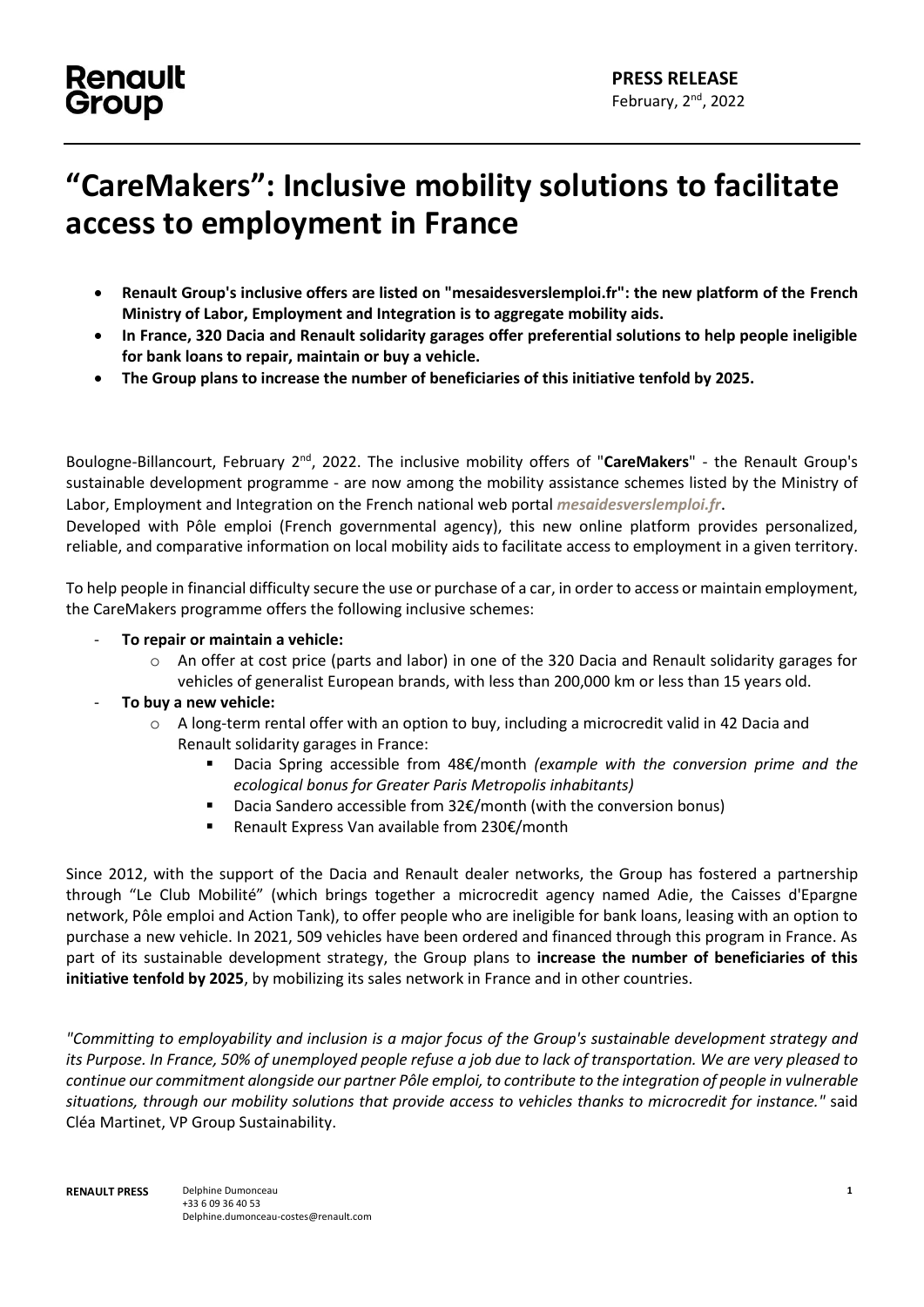**Renault Group**

**PRESS RELEASE**
February, 2nd, 2022

# "CareMakers": Inclusive mobility solutions to facilitate access to employment in France

- **Renault Group's inclusive offers are listed on "mesaidesverslemploi.fr": the new platform of the French Ministry of Labor, Employment and Integration is to aggregate mobility aids.**
- **In France, 320 Dacia and Renault solidarity garages offer preferential solutions to help people ineligible for bank loans to repair, maintain or buy a vehicle.**
- **The Group plans to increase the number of beneficiaries of this initiative tenfold by 2025.**

Boulogne-Billancourt, February 2nd, 2022. The inclusive mobility offers of "**CareMakers**" - the Renault Group's sustainable development programme - are now among the mobility assistance schemes listed by the Ministry of Labor, Employment and Integration on the French national web portal ***mesaidesverslemploi.fr***.

Developed with Pôle emploi (French governmental agency), this new online platform provides personalized, reliable, and comparative information on local mobility aids to facilitate access to employment in a given territory.

To help people in financial difficulty secure the use or purchase of a car, in order to access or maintain employment, the CareMakers programme offers the following inclusive schemes:

- **To repair or maintain a vehicle:**
  - An offer at cost price (parts and labor) in one of the 320 Dacia and Renault solidarity garages for vehicles of generalist European brands, with less than 200,000 km or less than 15 years old.
- **To buy a new vehicle:**
  - A long-term rental offer with an option to buy, including a microcredit valid in 42 Dacia and Renault solidarity garages in France:
    - Dacia Spring accessible from 48€/month *(example with the conversion prime and the ecological bonus for Greater Paris Metropolis inhabitants)*
    - Dacia Sandero accessible from 32€/month (with the conversion bonus)
    - Renault Express Van available from 230€/month

Since 2012, with the support of the Dacia and Renault dealer networks, the Group has fostered a partnership through "Le Club Mobilité" (which brings together a microcredit agency named Adie, the Caisses d'Epargne network, Pôle emploi and Action Tank), to offer people who are ineligible for bank loans, leasing with an option to purchase a new vehicle. In 2021, 509 vehicles have been ordered and financed through this program in France. As part of its sustainable development strategy, the Group plans to **increase the number of beneficiaries of this initiative tenfold by 2025**, by mobilizing its sales network in France and in other countries.

*"Committing to employability and inclusion is a major focus of the Group's sustainable development strategy and its Purpose. In France, 50% of unemployed people refuse a job due to lack of transportation. We are very pleased to continue our commitment alongside our partner Pôle emploi, to contribute to the integration of people in vulnerable situations, through our mobility solutions that provide access to vehicles thanks to microcredit for instance."* said Cléa Martinet, VP Group Sustainability.

**RENAULT PRESS** Delphine Dumonceau
+33 6 09 36 40 53
Delphine.dumonceau-costes@renault.com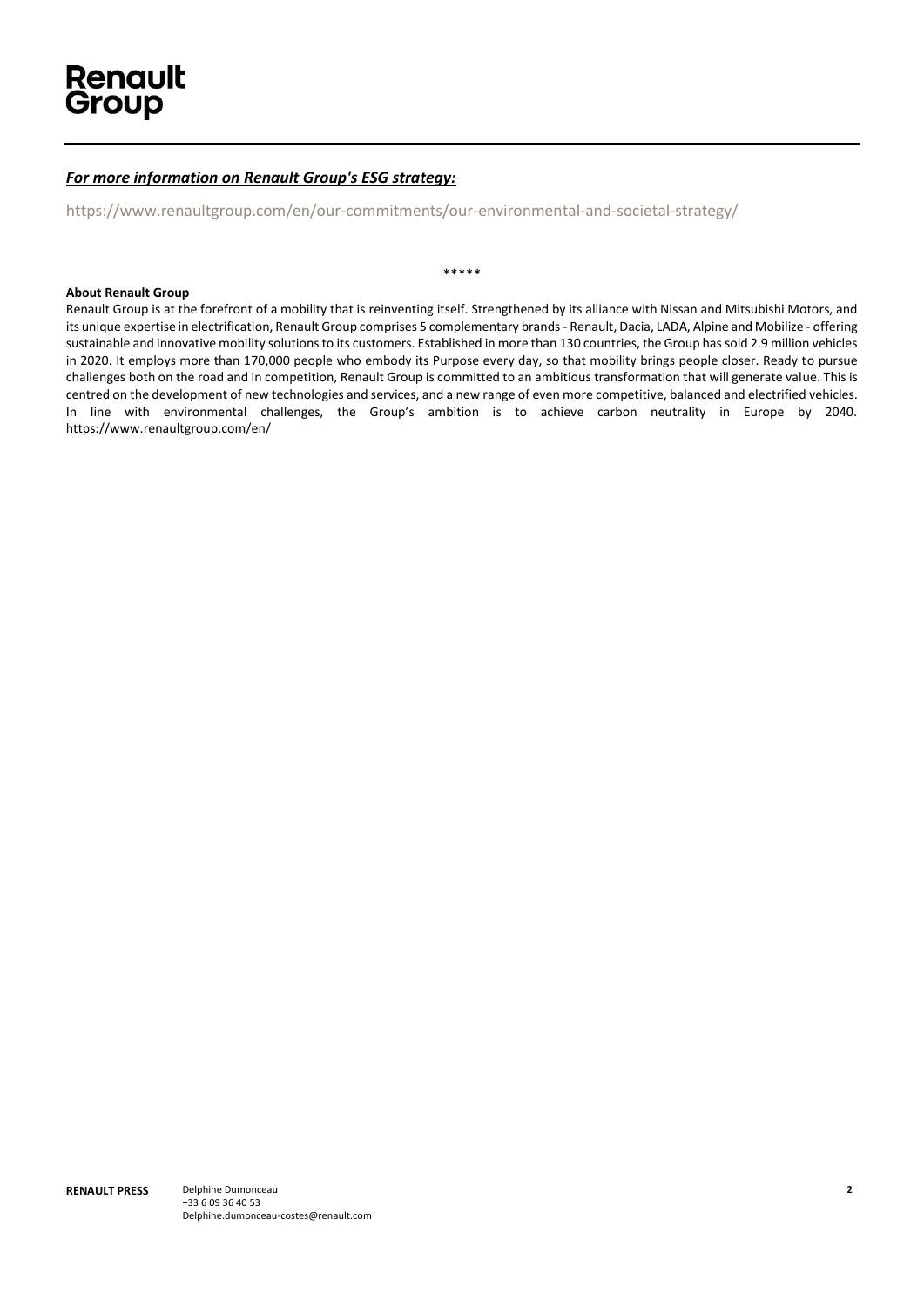***For more information on Renault Group's ESG strategy:***

https://www.renaultgroup.com/en/our-commitments/our-environmental-and-societal-strategy/

*****

**About Renault Group**

Renault Group is at the forefront of a mobility that is reinventing itself. Strengthened by its alliance with Nissan and Mitsubishi Motors, and its unique expertise in electrification, Renault Group comprises 5 complementary brands - Renault, Dacia, LADA, Alpine and Mobilize - offering sustainable and innovative mobility solutions to its customers. Established in more than 130 countries, the Group has sold 2.9 million vehicles in 2020. It employs more than 170,000 people who embody its Purpose every day, so that mobility brings people closer. Ready to pursue challenges both on the road and in competition, Renault Group is committed to an ambitious transformation that will generate value. This is centred on the development of new technologies and services, and a new range of even more competitive, balanced and electrified vehicles. In line with environmental challenges, the Group's ambition is to achieve carbon neutrality in Europe by 2040. https://www.renaultgroup.com/en/

**RENAULT PRESS** Delphine Dumonceau
+33 6 09 36 40 53
Delphine.dumonceau-costes@renault.com